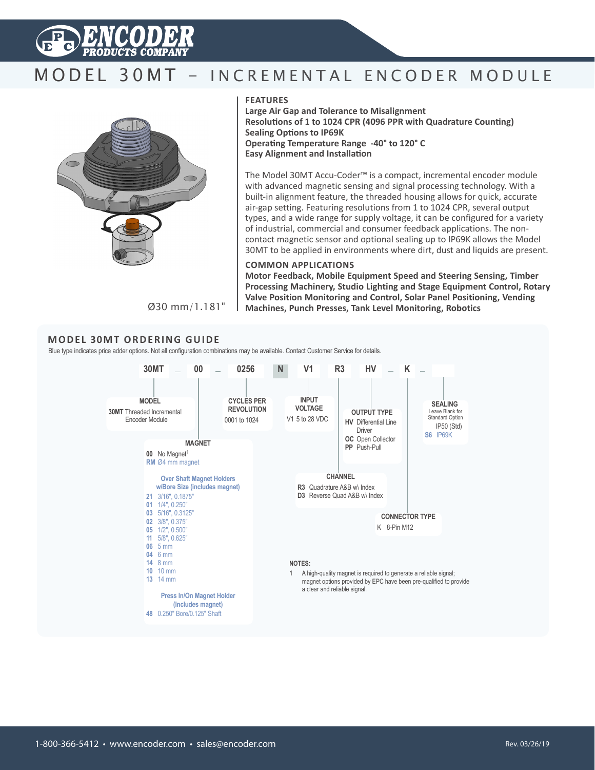# MODEL 30MT – INCREMENTAL ENCODER MODULE

Ø30 mm/1.181"

## FEATURES

**Large Air Gap and Tolerance to Misalignment**
**Resolutions of 1 to 1024 CPR (4096 PPR with Quadrature Counting)**
**Sealing Options to IP69K**
**Operating Temperature Range -40° to 120° C**
**Easy Alignment and Installation**

The Model 30MT Accu-Coder™ is a compact, incremental encoder module with advanced magnetic sensing and signal processing technology. With a built-in alignment feature, the threaded housing allows for quick, accurate air-gap setting. Featuring resolutions from 1 to 1024 CPR, several output types, and a wide range for supply voltage, it can be configured for a variety of industrial, commercial and consumer feedback applications. The non-contact magnetic sensor and optional sealing up to IP69K allows the Model 30MT to be applied in environments where dirt, dust and liquids are present.

## COMMON APPLICATIONS

**Motor Feedback, Mobile Equipment Speed and Steering Sensing, Timber Processing Machinery, Studio Lighting and Stage Equipment Control, Rotary Valve Position Monitoring and Control, Solar Panel Positioning, Vending Machines, Punch Presses, Tank Level Monitoring, Robotics**

## MODEL 30MT ORDERING GUIDE

Blue type indicates price adder options. Not all configuration combinations may be available. Contact Customer Service for details.

30MT – 00 – 0256 N V1 R3 HV – K –

**MODEL**
30MT Threaded Incremental Encoder Module

**MAGNET**
00 No Magnet[1]
RM Ø4 mm magnet

Over Shaft Magnet Holders w/Bore Size (includes magnet)
21 3/16", 0.1875"
01 1/4", 0.250"
03 5/16", 0.3125"
02 3/8", 0.375"
05 1/2", 0.500"
11 5/8", 0.625"
06 5 mm
04 6 mm
14 8 mm
10 10 mm
13 14 mm

Press In/On Magnet Holder (Includes magnet)
48 0.250" Bore/0.125" Shaft

**CYCLES PER REVOLUTION**
0001 to 1024

**INPUT VOLTAGE**
V1 5 to 28 VDC

**CHANNEL**
R3 Quadrature A&B w\ Index
D3 Reverse Quad A&B w\ Index

**OUTPUT TYPE**
HV Differential Line Driver
OC Open Collector
PP Push-Pull

**CONNECTOR TYPE**
K 8-Pin M12

**SEALING**
Leave Blank for Standard Option
IP50 (Std)
S6 IP69K

**NOTES:**
1 A high-quality magnet is required to generate a reliable signal; magnet options provided by EPC have been pre-qualified to provide a clear and reliable signal.

1-800-366-5412 • www.encoder.com • sales@encoder.com

Rev. 03/26/19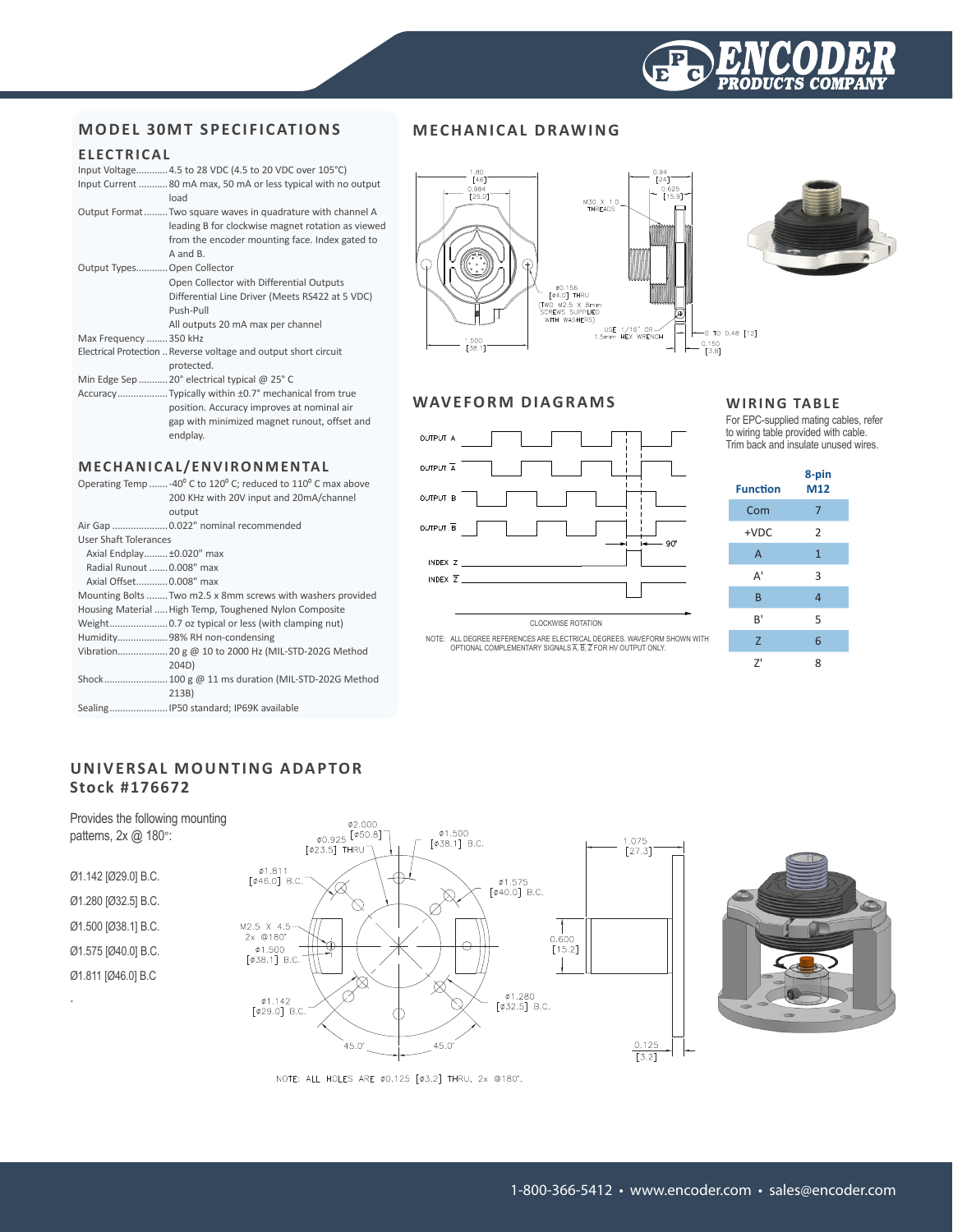## MODEL 30MT SPECIFICATIONS

### ELECTRICAL

Input Voltage............4.5 to 28 VDC (4.5 to 20 VDC over 105°C)

Input Current ...........80 mA max, 50 mA or less typical with no output load

Output Format.........Two square waves in quadrature with channel A leading B for clockwise magnet rotation as viewed from the encoder mounting face. Index gated to A and B.

Output Types............Open Collector
Open Collector with Differential Outputs
Differential Line Driver (Meets RS422 at 5 VDC)
Push-Pull
All outputs 20 mA max per channel

Max Frequency ........350 kHz

Electrical Protection ..Reverse voltage and output short circuit protected.

Min Edge Sep ...........20° electrical typical @ 25° C

Accuracy...................Typically within ±0.7° mechanical from true position. Accuracy improves at nominal air gap with minimized magnet runout, offset and endplay.

### MECHANICAL/ENVIRONMENTAL

Operating Temp .......-40° C to 120° C; reduced to 110° C max above 200 KHz with 20V input and 20mA/channel output

Air Gap .....................0.022" nominal recommended

User Shaft Tolerances
- Axial Endplay.........±0.020" max
- Radial Runout .......0.008" max
- Axial Offset............0.008" max

Mounting Bolts ........Two m2.5 x 8mm screws with washers provided

Housing Material .....High Temp, Toughened Nylon Composite

Weight......................0.7 oz typical or less (with clamping nut)

Humidity...................98% RH non-condensing

Vibration...................20 g @ 10 to 2000 Hz (MIL-STD-202G Method 204D)

Shock........................100 g @ 11 ms duration (MIL-STD-202G Method 213B)

Sealing......................IP50 standard; IP69K available

## MECHANICAL DRAWING

1.80 [46]
0.984 [25.0]
M30 X 1.0 THREADS
0.94 [24]
0.625 [15.9]
ø0.156 [ø4.0] THRU (TWO M2.5 X 8mm SCREWS SUPPLIED WITH WASHERS)
USE 1/16" OR 1.5mm HEX WRENCH
0 TO 0.48 [12]
0.150 [3.8]
1.500 [38.1]

## WAVEFORM DIAGRAMS

OUTPUT A
OUTPUT $\overline{A}$
OUTPUT B
OUTPUT $\overline{B}$
90°
INDEX Z
INDEX $\overline{Z}$
CLOCKWISE ROTATION

NOTE: ALL DEGREE REFERENCES ARE ELECTRICAL DEGREES. WAVEFORM SHOWN WITH OPTIONAL COMPLEMENTARY SIGNALS $\overline{A}$, $\overline{B}$, $\overline{Z}$ FOR HV OUTPUT ONLY.

## WIRING TABLE

For EPC-supplied mating cables, refer to wiring table provided with cable. Trim back and insulate unused wires.

| Function | 8-pin M12 |
|---|---|
| Com | 7 |
| +VDC | 2 |
| A | 1 |
| A' | 3 |
| B | 4 |
| B' | 5 |
| Z | 6 |
| Z' | 8 |

## UNIVERSAL MOUNTING ADAPTOR
**Stock #176672**

Provides the following mounting patterns, 2x @ 180°:

Ø1.142 [Ø29.0] B.C.

Ø1.280 [Ø32.5] B.C.

Ø1.500 [Ø38.1] B.C.

Ø1.575 [Ø40.0] B.C.

Ø1.811 [Ø46.0] B.C

.

ø2.000 [ø50.8]
ø0.925 [ø23.5] THRU
ø1.500 [ø38.1] B.C.
ø1.811 [ø46.0] B.C.
ø1.575 [ø40.0] B.C.
M2.5 X 4.5 2x @180°
ø1.500 [ø38.1] B.C.
ø1.142 [ø29.0] B.C.
ø1.280 [ø32.5] B.C.
45.0°
45.0°
1.075 [27.3]
0.600 [15.2]
0.125 [3.2]

NOTE: ALL HOLES ARE ø0.125 [ø3.2] THRU, 2x @180°.

1-800-366-5412 • www.encoder.com • sales@encoder.com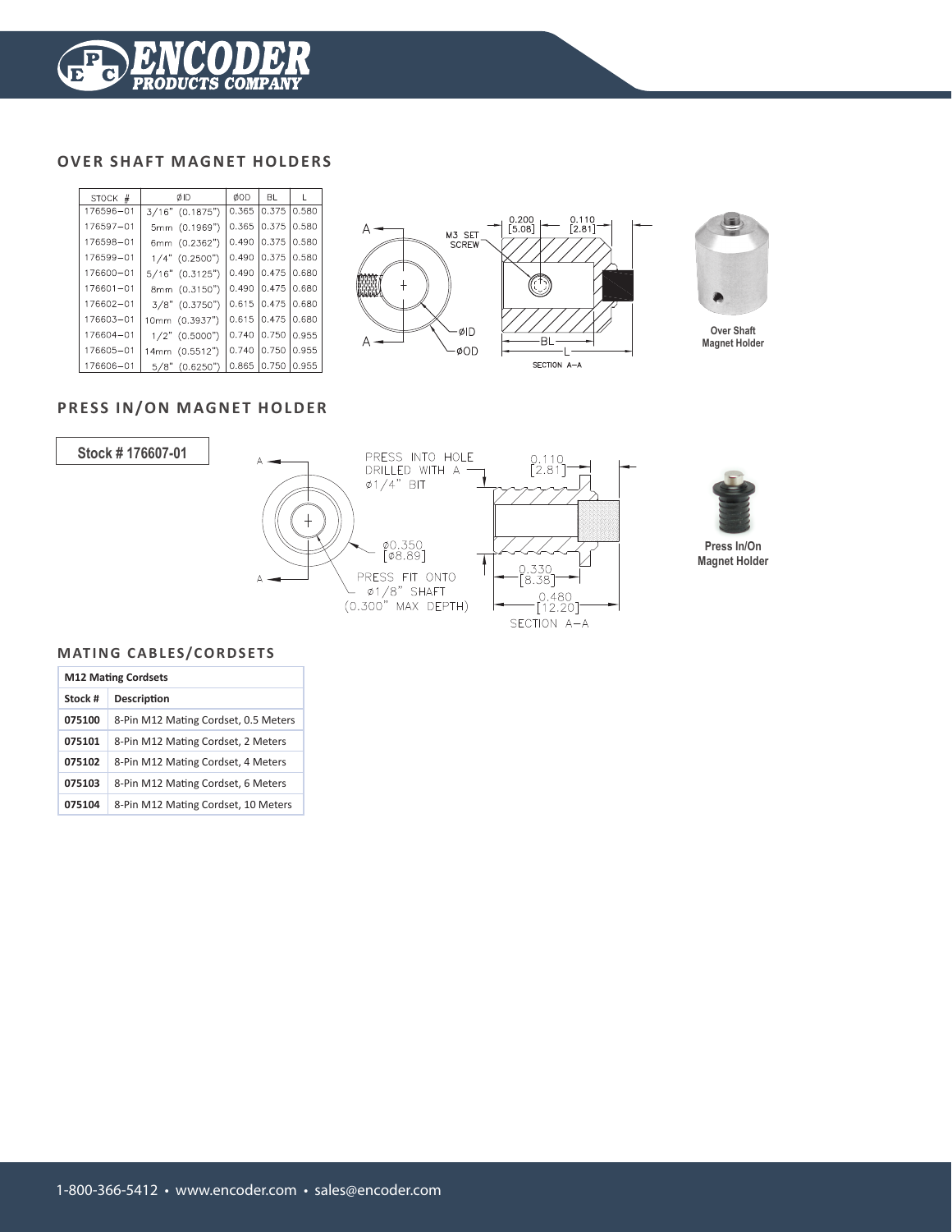## OVER SHAFT MAGNET HOLDERS

| STOCK # | ØID | ØOD | BL | L |
|---|---|---|---|---|
| 176596–01 | 3/16" (0.1875") | 0.365 | 0.375 | 0.580 |
| 176597–01 | 5mm (0.1969") | 0.365 | 0.375 | 0.580 |
| 176598–01 | 6mm (0.2362") | 0.490 | 0.375 | 0.580 |
| 176599–01 | 1/4" (0.2500") | 0.490 | 0.375 | 0.580 |
| 176600–01 | 5/16" (0.3125") | 0.490 | 0.475 | 0.680 |
| 176601–01 | 8mm (0.3150") | 0.490 | 0.475 | 0.680 |
| 176602–01 | 3/8" (0.3750") | 0.615 | 0.475 | 0.680 |
| 176603–01 | 10mm (0.3937") | 0.615 | 0.475 | 0.680 |
| 176604–01 | 1/2" (0.5000") | 0.740 | 0.750 | 0.955 |
| 176605–01 | 14mm (0.5512") | 0.740 | 0.750 | 0.955 |
| 176606–01 | 5/8" (0.6250") | 0.865 | 0.750 | 0.955 |

A
M3 SET SCREW
0.200 [5.08]
0.110 [2.81]
ØID
ØOD
BL
L
SECTION A–A

Over Shaft Magnet Holder

## PRESS IN/ON MAGNET HOLDER

**Stock # 176607-01**

A
PRESS INTO HOLE DRILLED WITH A Ø1/4" BIT
0.110 [2.81]
Ø0.350 [Ø8.89]
PRESS FIT ONTO Ø1/8" SHAFT (0.300" MAX DEPTH)
0.330 [8.38]
0.480 [12.20]
SECTION A–A

Press In/On Magnet Holder

## MATING CABLES/CORDSETS

| **M12 Mating Cordsets** | |
|---|---|
| **Stock #** | **Description** |
| **075100** | 8-Pin M12 Mating Cordset, 0.5 Meters |
| **075101** | 8-Pin M12 Mating Cordset, 2 Meters |
| **075102** | 8-Pin M12 Mating Cordset, 4 Meters |
| **075103** | 8-Pin M12 Mating Cordset, 6 Meters |
| **075104** | 8-Pin M12 Mating Cordset, 10 Meters |